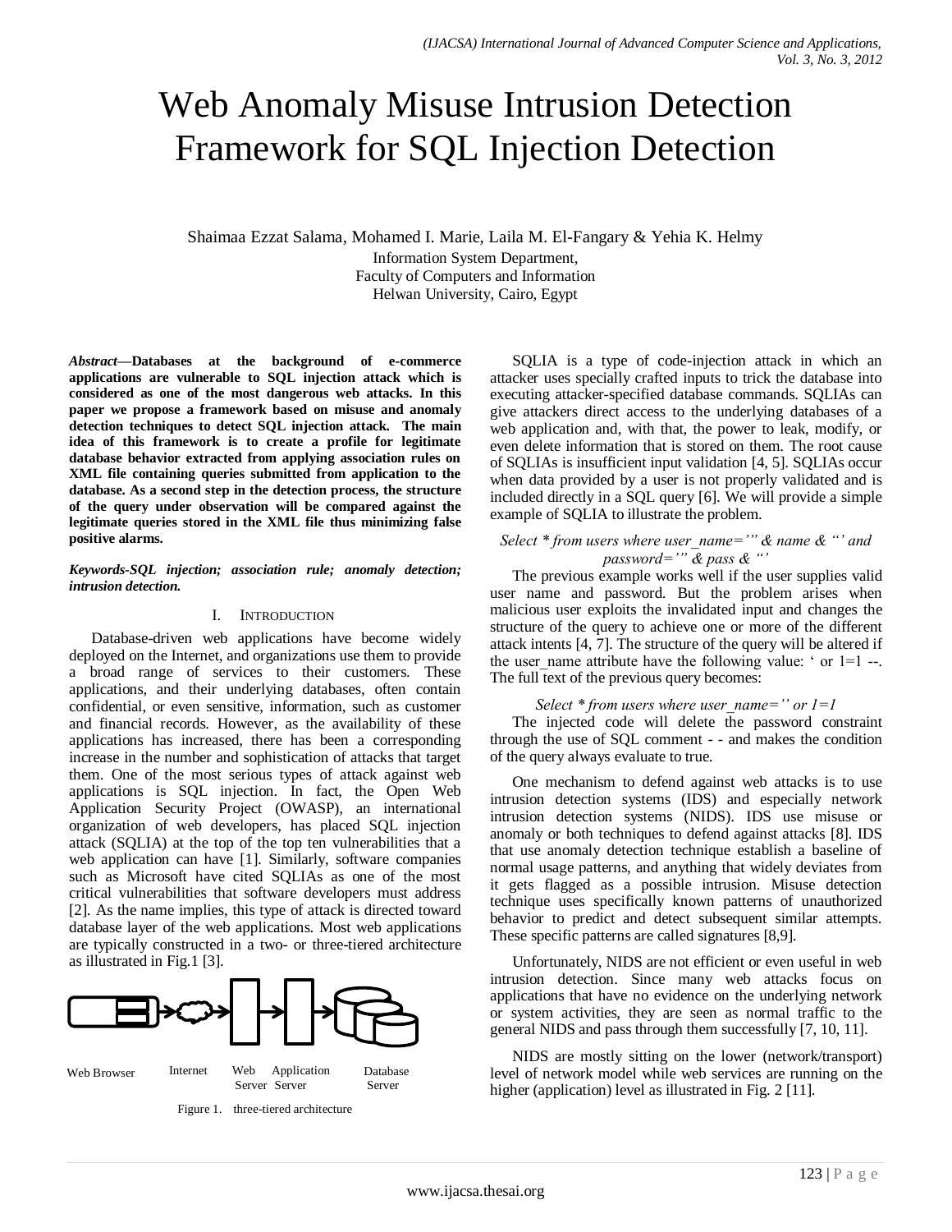# Web Anomaly Misuse Intrusion Detection Framework for SQL Injection Detection

Shaimaa Ezzat Salama, Mohamed I. Marie, Laila M. El-Fangary & Yehia K. Helmy

Information System Department,
Faculty of Computers and Information
Helwan University, Cairo, Egypt

***Abstract*—Databases at the background of e-commerce applications are vulnerable to SQL injection attack which is considered as one of the most dangerous web attacks. In this paper we propose a framework based on misuse and anomaly detection techniques to detect SQL injection attack. The main idea of this framework is to create a profile for legitimate database behavior extracted from applying association rules on XML file containing queries submitted from application to the database. As a second step in the detection process, the structure of the query under observation will be compared against the legitimate queries stored in the XML file thus minimizing false positive alarms.**

***Keywords-SQL injection; association rule; anomaly detection; intrusion detection.***

## I. Introduction

Database-driven web applications have become widely deployed on the Internet, and organizations use them to provide a broad range of services to their customers. These applications, and their underlying databases, often contain confidential, or even sensitive, information, such as customer and financial records. However, as the availability of these applications has increased, there has been a corresponding increase in the number and sophistication of attacks that target them. One of the most serious types of attack against web applications is SQL injection. In fact, the Open Web Application Security Project (OWASP), an international organization of web developers, has placed SQL injection attack (SQLIA) at the top of the top ten vulnerabilities that a web application can have [1]. Similarly, software companies such as Microsoft have cited SQLIAs as one of the most critical vulnerabilities that software developers must address [2]. As the name implies, this type of attack is directed toward database layer of the web applications. Most web applications are typically constructed in a two- or three-tiered architecture as illustrated in Fig.1 [3].

Web Browser Internet Web Server Application Server Database Server

Figure 1. three-tiered architecture

SQLIA is a type of code-injection attack in which an attacker uses specially crafted inputs to trick the database into executing attacker-specified database commands. SQLIAs can give attackers direct access to the underlying databases of a web application and, with that, the power to leak, modify, or even delete information that is stored on them. The root cause of SQLIAs is insufficient input validation [4, 5]. SQLIAs occur when data provided by a user is not properly validated and is included directly in a SQL query [6]. We will provide a simple example of SQLIA to illustrate the problem.

*Select * from users where user_name='" & name & "' and password='" & pass & "'*

The previous example works well if the user supplies valid user name and password. But the problem arises when malicious user exploits the invalidated input and changes the structure of the query to achieve one or more of the different attack intents [4, 7]. The structure of the query will be altered if the user_name attribute have the following value: ' or 1=1 --. The full text of the previous query becomes:

*Select * from users where user_name='' or 1=1*

The injected code will delete the password constraint through the use of SQL comment - - and makes the condition of the query always evaluate to true.

One mechanism to defend against web attacks is to use intrusion detection systems (IDS) and especially network intrusion detection systems (NIDS). IDS use misuse or anomaly or both techniques to defend against attacks [8]. IDS that use anomaly detection technique establish a baseline of normal usage patterns, and anything that widely deviates from it gets flagged as a possible intrusion. Misuse detection technique uses specifically known patterns of unauthorized behavior to predict and detect subsequent similar attempts. These specific patterns are called signatures [8,9].

Unfortunately, NIDS are not efficient or even useful in web intrusion detection. Since many web attacks focus on applications that have no evidence on the underlying network or system activities, they are seen as normal traffic to the general NIDS and pass through them successfully [7, 10, 11].

NIDS are mostly sitting on the lower (network/transport) level of network model while web services are running on the higher (application) level as illustrated in Fig. 2 [11].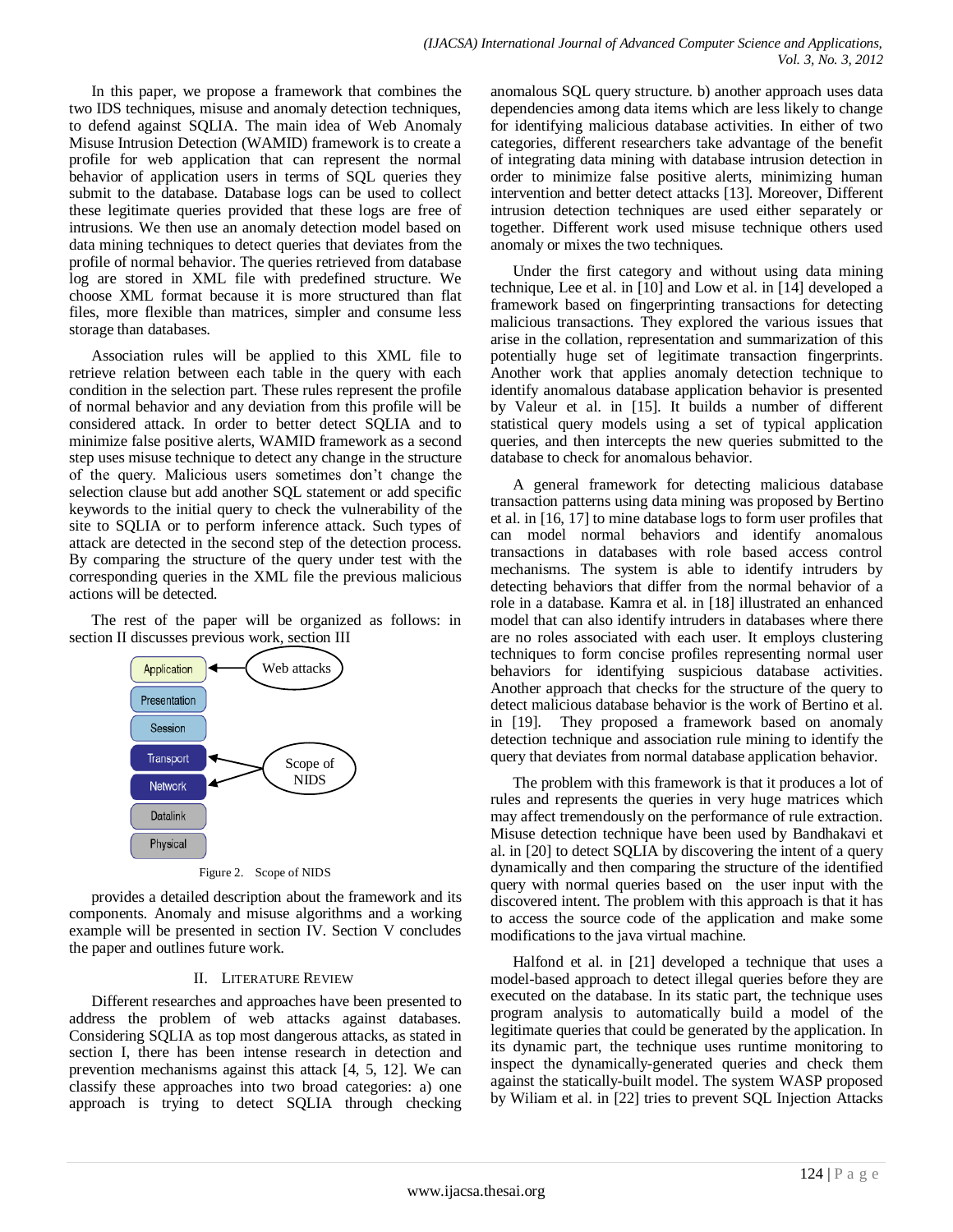In this paper, we propose a framework that combines the two IDS techniques, misuse and anomaly detection techniques, to defend against SQLIA. The main idea of Web Anomaly Misuse Intrusion Detection (WAMID) framework is to create a profile for web application that can represent the normal behavior of application users in terms of SQL queries they submit to the database. Database logs can be used to collect these legitimate queries provided that these logs are free of intrusions. We then use an anomaly detection model based on data mining techniques to detect queries that deviates from the profile of normal behavior. The queries retrieved from database log are stored in XML file with predefined structure. We choose XML format because it is more structured than flat files, more flexible than matrices, simpler and consume less storage than databases.

Association rules will be applied to this XML file to retrieve relation between each table in the query with each condition in the selection part. These rules represent the profile of normal behavior and any deviation from this profile will be considered attack. In order to better detect SQLIA and to minimize false positive alerts, WAMID framework as a second step uses misuse technique to detect any change in the structure of the query. Malicious users sometimes don't change the selection clause but add another SQL statement or add specific keywords to the initial query to check the vulnerability of the site to SQLIA or to perform inference attack. Such types of attack are detected in the second step of the detection process. By comparing the structure of the query under test with the corresponding queries in the XML file the previous malicious actions will be detected.

The rest of the paper will be organized as follows: in section II discusses previous work, section III provides a detailed description about the framework and its components. Anomaly and misuse algorithms and a working example will be presented in section IV. Section V concludes the paper and outlines future work.

Application — Web attacks
Presentation
Session
Transport — Scope of NIDS
Network — Scope of NIDS
Datalink
Physical

Figure 2. Scope of NIDS

## II. Literature Review

Different researches and approaches have been presented to address the problem of web attacks against databases. Considering SQLIA as top most dangerous attacks, as stated in section I, there has been intense research in detection and prevention mechanisms against this attack [4, 5, 12]. We can classify these approaches into two broad categories: a) one approach is trying to detect SQLIA through checking anomalous SQL query structure. b) another approach uses data dependencies among data items which are less likely to change for identifying malicious database activities. In either of two categories, different researchers take advantage of the benefit of integrating data mining with database intrusion detection in order to minimize false positive alerts, minimizing human intervention and better detect attacks [13]. Moreover, Different intrusion detection techniques are used either separately or together. Different work used misuse technique others used anomaly or mixes the two techniques.

Under the first category and without using data mining technique, Lee et al. in [10] and Low et al. in [14] developed a framework based on fingerprinting transactions for detecting malicious transactions. They explored the various issues that arise in the collation, representation and summarization of this potentially huge set of legitimate transaction fingerprints. Another work that applies anomaly detection technique to identify anomalous database application behavior is presented by Valeur et al. in [15]. It builds a number of different statistical query models using a set of typical application queries, and then intercepts the new queries submitted to the database to check for anomalous behavior.

A general framework for detecting malicious database transaction patterns using data mining was proposed by Bertino et al. in [16, 17] to mine database logs to form user profiles that can model normal behaviors and identify anomalous transactions in databases with role based access control mechanisms. The system is able to identify intruders by detecting behaviors that differ from the normal behavior of a role in a database. Kamra et al. in [18] illustrated an enhanced model that can also identify intruders in databases where there are no roles associated with each user. It employs clustering techniques to form concise profiles representing normal user behaviors for identifying suspicious database activities. Another approach that checks for the structure of the query to detect malicious database behavior is the work of Bertino et al. in [19]. They proposed a framework based on anomaly detection technique and association rule mining to identify the query that deviates from normal database application behavior.

The problem with this framework is that it produces a lot of rules and represents the queries in very huge matrices which may affect tremendously on the performance of rule extraction. Misuse detection technique have been used by Bandhakavi et al. in [20] to detect SQLIA by discovering the intent of a query dynamically and then comparing the structure of the identified query with normal queries based on the user input with the discovered intent. The problem with this approach is that it has to access the source code of the application and make some modifications to the java virtual machine.

Halfond et al. in [21] developed a technique that uses a model-based approach to detect illegal queries before they are executed on the database. In its static part, the technique uses program analysis to automatically build a model of the legitimate queries that could be generated by the application. In its dynamic part, the technique uses runtime monitoring to inspect the dynamically-generated queries and check them against the statically-built model. The system WASP proposed by Wiliam et al. in [22] tries to prevent SQL Injection Attacks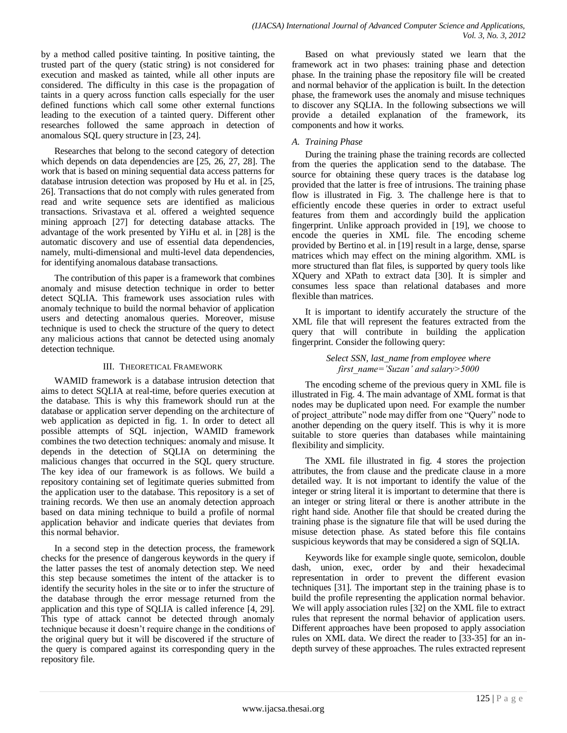by a method called positive tainting. In positive tainting, the trusted part of the query (static string) is not considered for execution and masked as tainted, while all other inputs are considered. The difficulty in this case is the propagation of taints in a query across function calls especially for the user defined functions which call some other external functions leading to the execution of a tainted query. Different other researches followed the same approach in detection of anomalous SQL query structure in [23, 24].

Researches that belong to the second category of detection which depends on data dependencies are [25, 26, 27, 28]. The work that is based on mining sequential data access patterns for database intrusion detection was proposed by Hu et al. in [25, 26]. Transactions that do not comply with rules generated from read and write sequence sets are identified as malicious transactions. Srivastava et al. offered a weighted sequence mining approach [27] for detecting database attacks. The advantage of the work presented by YiHu et al. in [28] is the automatic discovery and use of essential data dependencies, namely, multi-dimensional and multi-level data dependencies, for identifying anomalous database transactions.

The contribution of this paper is a framework that combines anomaly and misuse detection technique in order to better detect SQLIA. This framework uses association rules with anomaly technique to build the normal behavior of application users and detecting anomalous queries. Moreover, misuse technique is used to check the structure of the query to detect any malicious actions that cannot be detected using anomaly detection technique.

## III. Theoretical Framework

WAMID framework is a database intrusion detection that aims to detect SQLIA at real-time, before queries execution at the database. This is why this framework should run at the database or application server depending on the architecture of web application as depicted in fig. 1. In order to detect all possible attempts of SQL injection, WAMID framework combines the two detection techniques: anomaly and misuse. It depends in the detection of SQLIA on determining the malicious changes that occurred in the SQL query structure. The key idea of our framework is as follows. We build a repository containing set of legitimate queries submitted from the application user to the database. This repository is a set of training records. We then use an anomaly detection approach based on data mining technique to build a profile of normal application behavior and indicate queries that deviates from this normal behavior.

In a second step in the detection process, the framework checks for the presence of dangerous keywords in the query if the latter passes the test of anomaly detection step. We need this step because sometimes the intent of the attacker is to identify the security holes in the site or to infer the structure of the database through the error message returned from the application and this type of SQLIA is called inference [4, 29]. This type of attack cannot be detected through anomaly technique because it doesn't require change in the conditions of the original query but it will be discovered if the structure of the query is compared against its corresponding query in the repository file.

Based on what previously stated we learn that the framework act in two phases: training phase and detection phase. In the training phase the repository file will be created and normal behavior of the application is built. In the detection phase, the framework uses the anomaly and misuse techniques to discover any SQLIA. In the following subsections we will provide a detailed explanation of the framework, its components and how it works.

### *A. Training Phase*

During the training phase the training records are collected from the queries the application send to the database. The source for obtaining these query traces is the database log provided that the latter is free of intrusions. The training phase flow is illustrated in Fig. 3. The challenge here is that to efficiently encode these queries in order to extract useful features from them and accordingly build the application fingerprint. Unlike approach provided in [19], we choose to encode the queries in XML file. The encoding scheme provided by Bertino et al. in [19] result in a large, dense, sparse matrices which may effect on the mining algorithm. XML is more structured than flat files, is supported by query tools like XQuery and XPath to extract data [30]. It is simpler and consumes less space than relational databases and more flexible than matrices.

It is important to identify accurately the structure of the XML file that will represent the features extracted from the query that will contribute in building the application fingerprint. Consider the following query:

*Select SSN, last_name from employee where first_name='Suzan' and salary>5000*

The encoding scheme of the previous query in XML file is illustrated in Fig. 4. The main advantage of XML format is that nodes may be duplicated upon need. For example the number of project_attribute" node may differ from one "Query" node to another depending on the query itself. This is why it is more suitable to store queries than databases while maintaining flexibility and simplicity.

The XML file illustrated in fig. 4 stores the projection attributes, the from clause and the predicate clause in a more detailed way. It is not important to identify the value of the integer or string literal it is important to determine that there is an integer or string literal or there is another attribute in the right hand side. Another file that should be created during the training phase is the signature file that will be used during the misuse detection phase. As stated before this file contains suspicious keywords that may be considered a sign of SQLIA.

Keywords like for example single quote, semicolon, double dash, union, exec, order by and their hexadecimal representation in order to prevent the different evasion techniques [31]. The important step in the training phase is to build the profile representing the application normal behavior. We will apply association rules [32] on the XML file to extract rules that represent the normal behavior of application users. Different approaches have been proposed to apply association rules on XML data. We direct the reader to [33-35] for an in-depth survey of these approaches. The rules extracted represent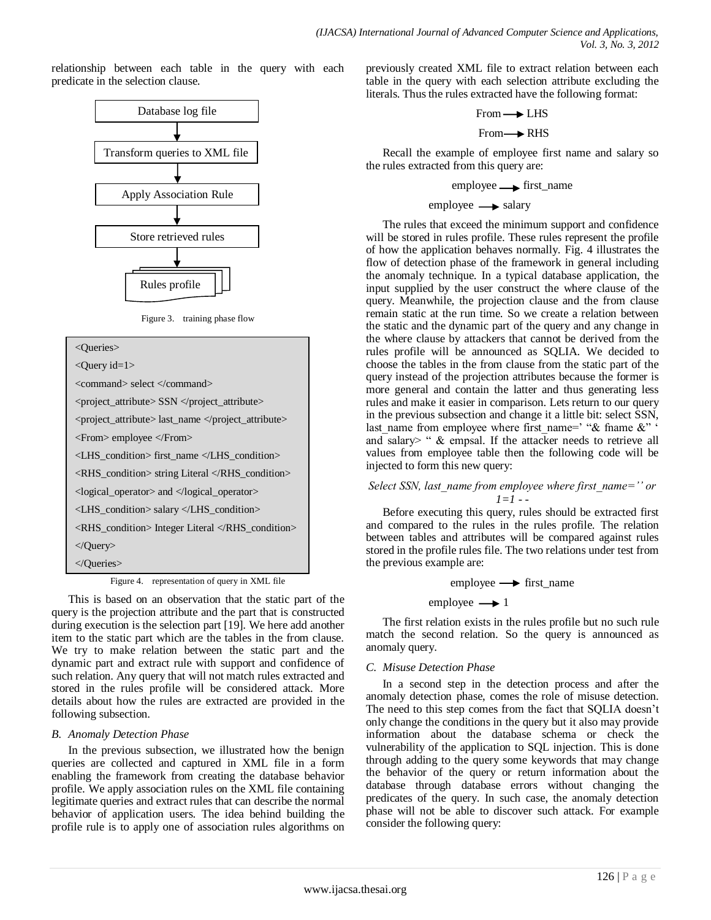relationship between each table in the query with each predicate in the selection clause.

```
Database log file
      ↓
Transform queries to XML file
      ↓
Apply Association Rule
      ↓
Store retrieved rules
      ↓
Rules profile
```

Figure 3. training phase flow

```
<Queries>
<Query id=1>
<command> select </command>
<project_attribute> SSN </project_attribute>
<project_attribute> last_name </project_attribute>
<From> employee </From>
<LHS_condition> first_name </LHS_condition>
<RHS_condition> string Literal </RHS_condition>
<logical_operator> and </logical_operator>
<LHS_condition> salary </LHS_condition>
<RHS_condition> Integer Literal </RHS_condition>
</Query>
</Queries>
```

Figure 4. representation of query in XML file

This is based on an observation that the static part of the query is the projection attribute and the part that is constructed during execution is the selection part [19]. We here add another item to the static part which are the tables in the from clause. We try to make relation between the static part and the dynamic part and extract rule with support and confidence of such relation. Any query that will not match rules extracted and stored in the rules profile will be considered attack. More details about how the rules are extracted are provided in the following subsection.

### *B. Anomaly Detection Phase*

In the previous subsection, we illustrated how the benign queries are collected and captured in XML file in a form enabling the framework from creating the database behavior profile. We apply association rules on the XML file containing legitimate queries and extract rules that can describe the normal behavior of application users. The idea behind building the profile rule is to apply one of association rules algorithms on previously created XML file to extract relation between each table in the query with each selection attribute excluding the literals. Thus the rules extracted have the following format:

From ⟶ LHS

From ⟶ RHS

Recall the example of employee first name and salary so the rules extracted from this query are:

employee ⟶ first_name

employee ⟶ salary

The rules that exceed the minimum support and confidence will be stored in rules profile. These rules represent the profile of how the application behaves normally. Fig. 4 illustrates the flow of detection phase of the framework in general including the anomaly technique. In a typical database application, the input supplied by the user construct the where clause of the query. Meanwhile, the projection clause and the from clause remain static at the run time. So we create a relation between the static and the dynamic part of the query and any change in the where clause by attackers that cannot be derived from the rules profile will be announced as SQLIA. We decided to choose the tables in the from clause from the static part of the query instead of the projection attributes because the former is more general and contain the latter and thus generating less rules and make it easier in comparison. Lets return to our query in the previous subsection and change it a little bit: select SSN, last_name from employee where first_name=' "& fname &" ' and salary> " & empsal. If the attacker needs to retrieve all values from employee table then the following code will be injected to form this new query:

*Select SSN, last_name from employee where first_name='' or 1=1 - -*

Before executing this query, rules should be extracted first and compared to the rules in the rules profile. The relation between tables and attributes will be compared against rules stored in the profile rules file. The two relations under test from the previous example are:

employee ⟶ first_name

employee ⟶ 1

The first relation exists in the rules profile but no such rule match the second relation. So the query is announced as anomaly query.

### *C. Misuse Detection Phase*

In a second step in the detection process and after the anomaly detection phase, comes the role of misuse detection. The need to this step comes from the fact that SQLIA doesn't only change the conditions in the query but it also may provide information about the database schema or check the vulnerability of the application to SQL injection. This is done through adding to the query some keywords that may change the behavior of the query or return information about the database through database errors without changing the predicates of the query. In such case, the anomaly detection phase will not be able to discover such attack. For example consider the following query: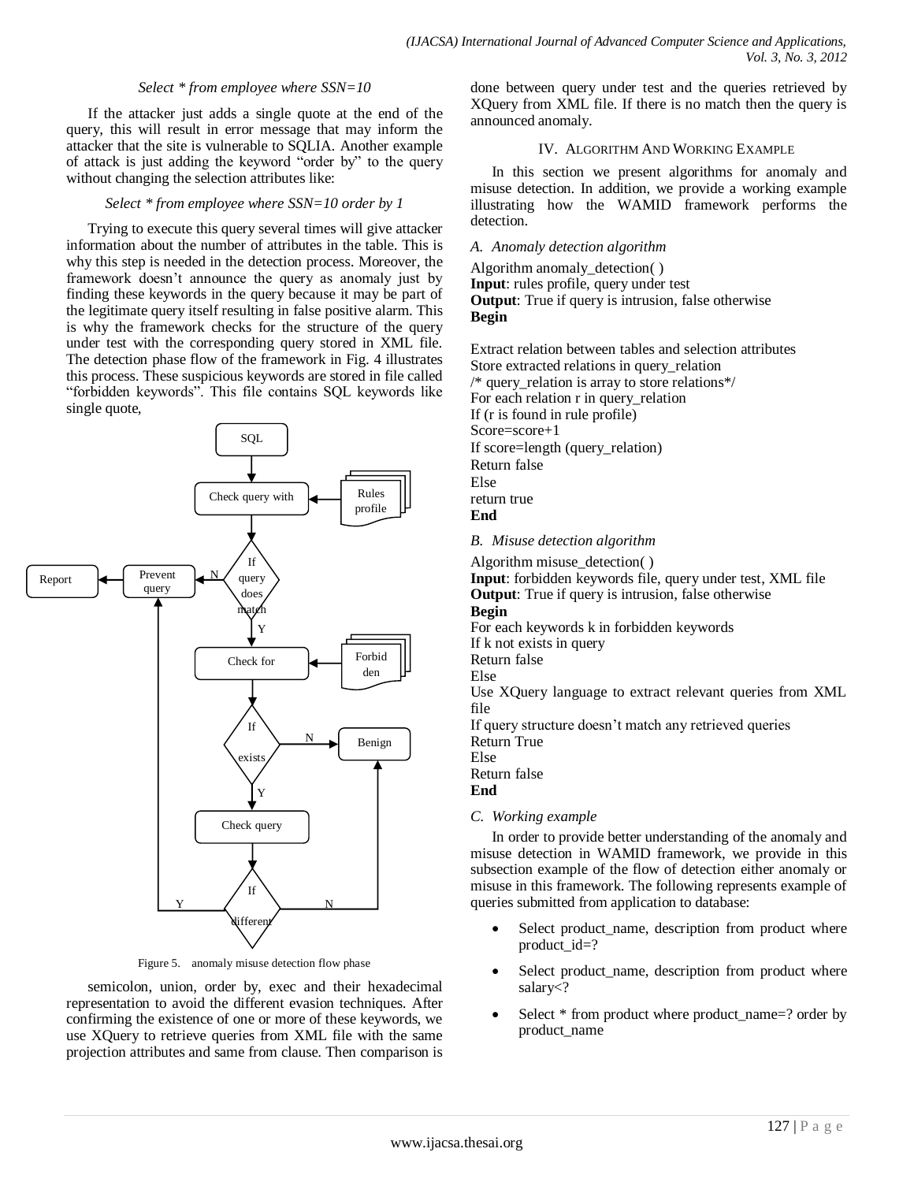*Select * from employee where SSN=10*

If the attacker just adds a single quote at the end of the query, this will result in error message that may inform the attacker that the site is vulnerable to SQLIA. Another example of attack is just adding the keyword "order by" to the query without changing the selection attributes like:

*Select * from employee where SSN=10 order by 1*

Trying to execute this query several times will give attacker information about the number of attributes in the table. This is why this step is needed in the detection process. Moreover, the framework doesn't announce the query as anomaly just by finding these keywords in the query because it may be part of the legitimate query itself resulting in false positive alarm. This is why the framework checks for the structure of the query under test with the corresponding query stored in XML file. The detection phase flow of the framework in Fig. 4 illustrates this process. These suspicious keywords are stored in file called "forbidden keywords". This file contains SQL keywords like single quote,

Figure 5. anomaly misuse detection flow phase

semicolon, union, order by, exec and their hexadecimal representation to avoid the different evasion techniques. After confirming the existence of one or more of these keywords, we use XQuery to retrieve queries from XML file with the same projection attributes and same from clause. Then comparison is done between query under test and the queries retrieved by XQuery from XML file. If there is no match then the query is announced anomaly.

## IV. Algorithm And Working Example

In this section we present algorithms for anomaly and misuse detection. In addition, we provide a working example illustrating how the WAMID framework performs the detection.

### A. Anomaly detection algorithm

Algorithm anomaly_detection( )
**Input**: rules profile, query under test
**Output**: True if query is intrusion, false otherwise
**Begin**

Extract relation between tables and selection attributes
Store extracted relations in query_relation
/* query_relation is array to store relations*/
For each relation r in query_relation
If (r is found in rule profile)
Score=score+1
If score=length (query_relation)
Return false
Else
return true
**End**

### B. Misuse detection algorithm

Algorithm misuse_detection( )
**Input**: forbidden keywords file, query under test, XML file
**Output**: True if query is intrusion, false otherwise
**Begin**
For each keywords k in forbidden keywords
If k not exists in query
Return false
Else
Use XQuery language to extract relevant queries from XML file
If query structure doesn't match any retrieved queries
Return True
Else
Return false
**End**

### C. Working example

In order to provide better understanding of the anomaly and misuse detection in WAMID framework, we provide in this subsection example of the flow of detection either anomaly or misuse in this framework. The following represents example of queries submitted from application to database:

- Select product_name, description from product where product_id=?
- Select product_name, description from product where salary<?
- Select * from product where product_name=? order by product_name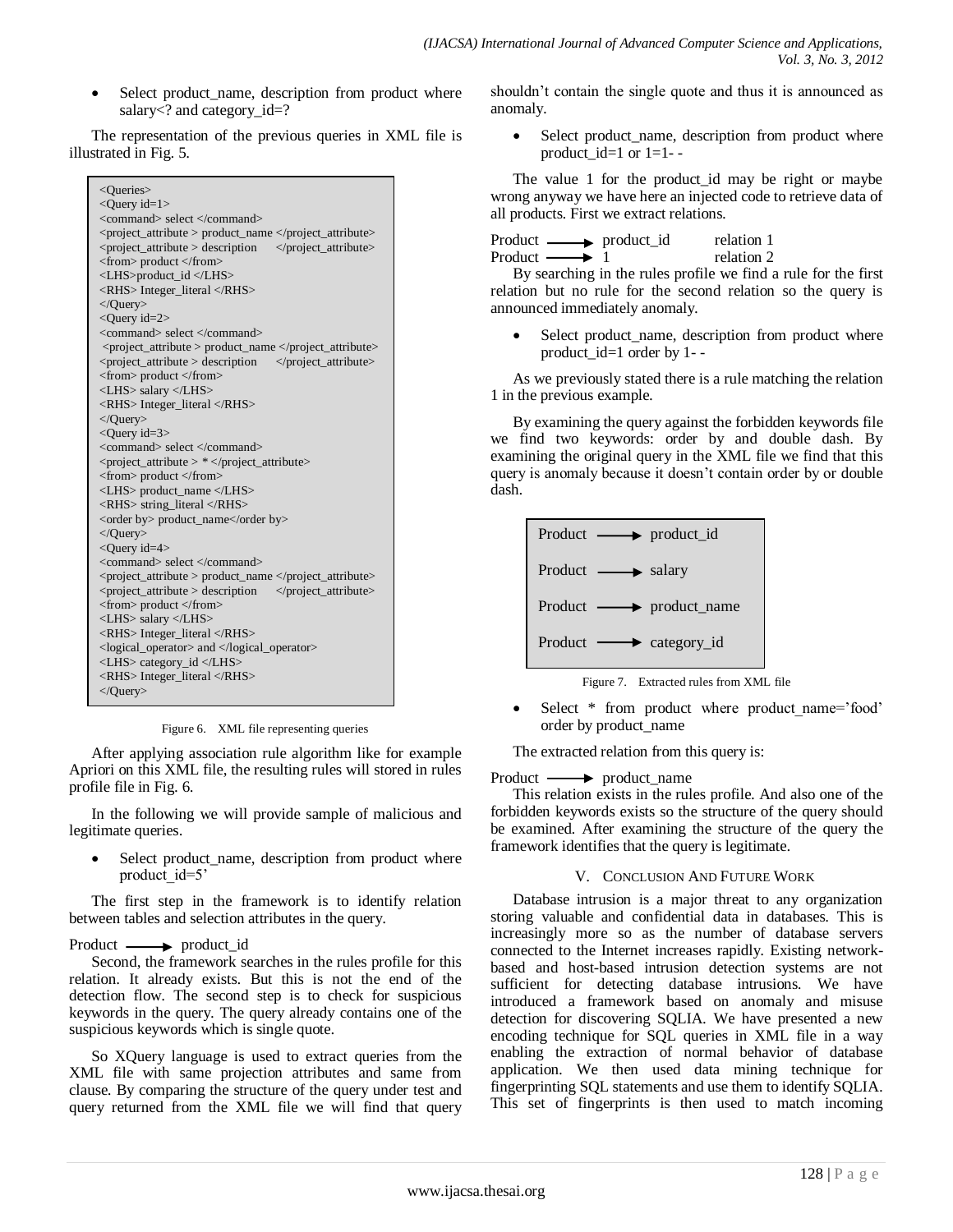- Select product_name, description from product where salary<? and category_id=?

The representation of the previous queries in XML file is illustrated in Fig. 5.

```
<Queries>
<Query id=1>
<command> select </command>
<project_attribute > product_name </project_attribute>
<project_attribute > description     </project_attribute>
<from> product </from>
<LHS>product_id </LHS>
<RHS> Integer_literal </RHS>
</Query>
<Query id=2>
<command> select </command>
 <project_attribute > product_name </project_attribute>
<project_attribute > description     </project_attribute>
<from> product </from>
<LHS> salary </LHS>
<RHS> Integer_literal </RHS>
</Query>
<Query id=3>
<command> select </command>
<project_attribute > * </project_attribute>
<from> product </from>
<LHS> product_name </LHS>
<RHS> string_literal </RHS>
<order by> product_name</order by>
</Query>
<Query id=4>
<command> select </command>
<project_attribute > product_name </project_attribute>
<project_attribute > description     </project_attribute>
<from> product </from>
<LHS> salary </LHS>
<RHS> Integer_literal </RHS>
<logical_operator> and </logical_operator>
<LHS> category_id </LHS>
<RHS> Integer_literal </RHS>
</Query>
```

Figure 6. XML file representing queries

After applying association rule algorithm like for example Apriori on this XML file, the resulting rules will stored in rules profile file in Fig. 6.

In the following we will provide sample of malicious and legitimate queries.

- Select product_name, description from product where product_id=5'

The first step in the framework is to identify relation between tables and selection attributes in the query.

Product ⟶ product_id

Second, the framework searches in the rules profile for this relation. It already exists. But this is not the end of the detection flow. The second step is to check for suspicious keywords in the query. The query already contains one of the suspicious keywords which is single quote.

So XQuery language is used to extract queries from the XML file with same projection attributes and same from clause. By comparing the structure of the query under test and query returned from the XML file we will find that query shouldn't contain the single quote and thus it is announced as anomaly.

- Select product_name, description from product where product_id=1 or 1=1- -

The value 1 for the product_id may be right or maybe wrong anyway we have here an injected code to retrieve data of all products. First we extract relations.

Product ⟶ product_id    relation 1
Product ⟶ 1    relation 2

By searching in the rules profile we find a rule for the first relation but no rule for the second relation so the query is announced immediately anomaly.

- Select product_name, description from product where product_id=1 order by 1- -

As we previously stated there is a rule matching the relation 1 in the previous example.

By examining the query against the forbidden keywords file we find two keywords: order by and double dash. By examining the original query in the XML file we find that this query is anomaly because it doesn't contain order by or double dash.

Product ⟶ product_id

Product ⟶ salary

Product ⟶ product_name

Product ⟶ category_id

Figure 7. Extracted rules from XML file

- Select * from product where product_name='food' order by product_name

The extracted relation from this query is:

Product ⟶ product_name

This relation exists in the rules profile. And also one of the forbidden keywords exists so the structure of the query should be examined. After examining the structure of the query the framework identifies that the query is legitimate.

## V. Conclusion And Future Work

Database intrusion is a major threat to any organization storing valuable and confidential data in databases. This is increasingly more so as the number of database servers connected to the Internet increases rapidly. Existing network-based and host-based intrusion detection systems are not sufficient for detecting database intrusions. We have introduced a framework based on anomaly and misuse detection for discovering SQLIA. We have presented a new encoding technique for SQL queries in XML file in a way enabling the extraction of normal behavior of database application. We then used data mining technique for fingerprinting SQL statements and use them to identify SQLIA. This set of fingerprints is then used to match incoming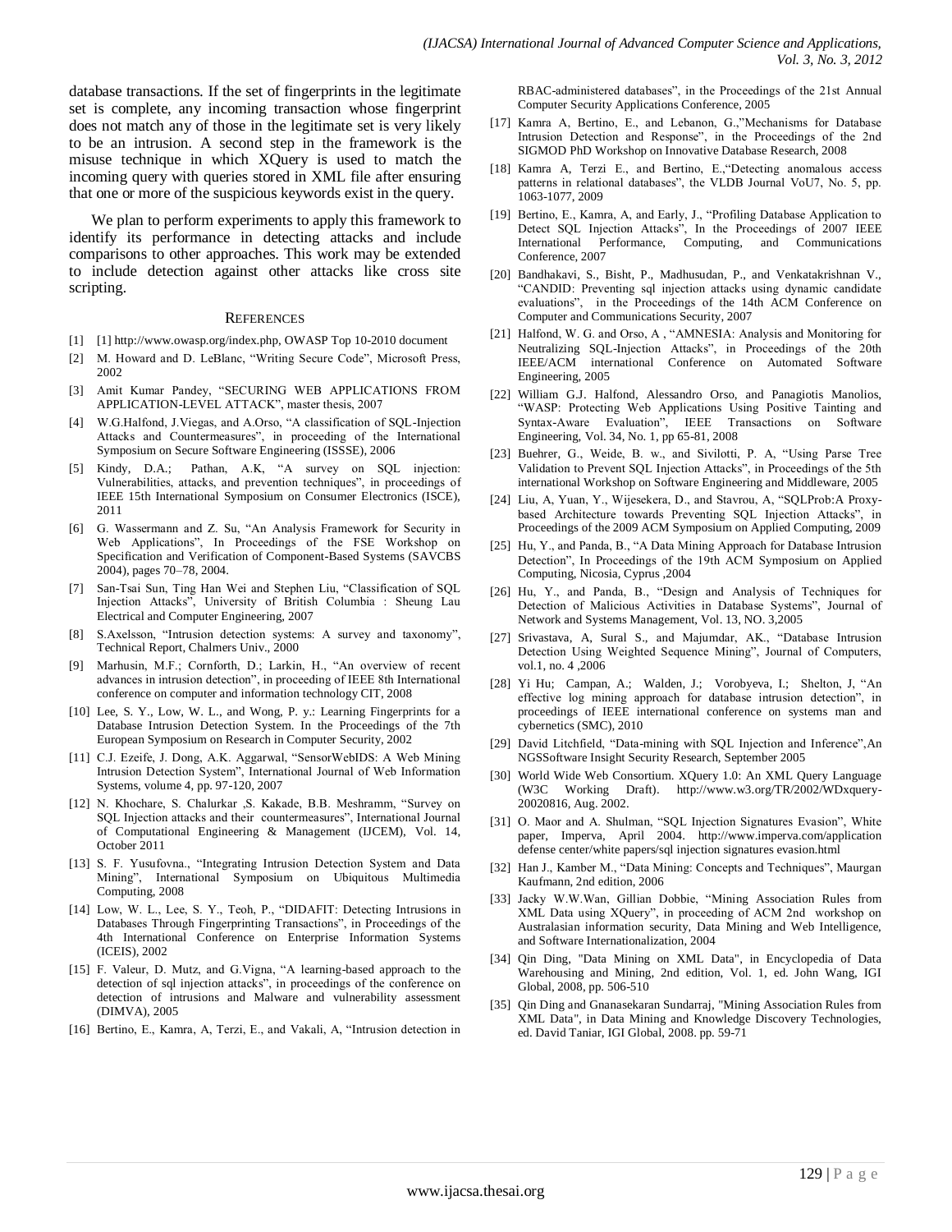database transactions. If the set of fingerprints in the legitimate set is complete, any incoming transaction whose fingerprint does not match any of those in the legitimate set is very likely to be an intrusion. A second step in the framework is the misuse technique in which XQuery is used to match the incoming query with queries stored in XML file after ensuring that one or more of the suspicious keywords exist in the query.

We plan to perform experiments to apply this framework to identify its performance in detecting attacks and include comparisons to other approaches. This work may be extended to include detection against other attacks like cross site scripting.

## REFERENCES

[1] [1] http://www.owasp.org/index.php, OWASP Top 10-2010 document

[2] M. Howard and D. LeBlanc, "Writing Secure Code", Microsoft Press, 2002

[3] Amit Kumar Pandey, "SECURING WEB APPLICATIONS FROM APPLICATION-LEVEL ATTACK", master thesis, 2007

[4] W.G.Halfond, J.Viegas, and A.Orso, "A classification of SQL-Injection Attacks and Countermeasures", in proceeding of the International Symposium on Secure Software Engineering (ISSSE), 2006

[5] Kindy, D.A.; Pathan, A.K, "A survey on SQL injection: Vulnerabilities, attacks, and prevention techniques", in proceedings of IEEE 15th International Symposium on Consumer Electronics (ISCE), 2011

[6] G. Wassermann and Z. Su, "An Analysis Framework for Security in Web Applications", In Proceedings of the FSE Workshop on Specification and Verification of Component-Based Systems (SAVCBS 2004), pages 70–78, 2004.

[7] San-Tsai Sun, Ting Han Wei and Stephen Liu, "Classification of SQL Injection Attacks", University of British Columbia : Sheung Lau Electrical and Computer Engineering, 2007

[8] S.Axelsson, "Intrusion detection systems: A survey and taxonomy", Technical Report, Chalmers Univ., 2000

[9] Marhusin, M.F.; Cornforth, D.; Larkin, H., "An overview of recent advances in intrusion detection", in proceeding of IEEE 8th International conference on computer and information technology CIT, 2008

[10] Lee, S. Y., Low, W. L., and Wong, P. y.: Learning Fingerprints for a Database Intrusion Detection System. In the Proceedings of the 7th European Symposium on Research in Computer Security, 2002

[11] C.J. Ezeife, J. Dong, A.K. Aggarwal, "SensorWebIDS: A Web Mining Intrusion Detection System", International Journal of Web Information Systems, volume 4, pp. 97-120, 2007

[12] N. Khochare, S. Chalurkar ,S. Kakade, B.B. Meshramm, "Survey on SQL Injection attacks and their countermeasures", International Journal of Computational Engineering & Management (IJCEM), Vol. 14, October 2011

[13] S. F. Yusufovna., "Integrating Intrusion Detection System and Data Mining", International Symposium on Ubiquitous Multimedia Computing, 2008

[14] Low, W. L., Lee, S. Y., Teoh, P., "DIDAFIT: Detecting Intrusions in Databases Through Fingerprinting Transactions", in Proceedings of the 4th International Conference on Enterprise Information Systems (ICEIS), 2002

[15] F. Valeur, D. Mutz, and G.Vigna, "A learning-based approach to the detection of sql injection attacks", in proceedings of the conference on detection of intrusions and Malware and vulnerability assessment (DIMVA), 2005

[16] Bertino, E., Kamra, A, Terzi, E., and Vakali, A, "Intrusion detection in RBAC-administered databases", in the Proceedings of the 21st Annual Computer Security Applications Conference, 2005

[17] Kamra A, Bertino, E., and Lebanon, G.,"Mechanisms for Database Intrusion Detection and Response", in the Proceedings of the 2nd SIGMOD PhD Workshop on Innovative Database Research, 2008

[18] Kamra A, Terzi E., and Bertino, E.,"Detecting anomalous access patterns in relational databases", the VLDB Journal VoU7, No. 5, pp. 1063-1077, 2009

[19] Bertino, E., Kamra, A, and Early, J., "Profiling Database Application to Detect SQL Injection Attacks", In the Proceedings of 2007 IEEE International Performance, Computing, and Communications Conference, 2007

[20] Bandhakavi, S., Bisht, P., Madhusudan, P., and Venkatakrishnan V., "CANDID: Preventing sql injection attacks using dynamic candidate evaluations", in the Proceedings of the 14th ACM Conference on Computer and Communications Security, 2007

[21] Halfond, W. G. and Orso, A , "AMNESIA: Analysis and Monitoring for Neutralizing SQL-Injection Attacks", in Proceedings of the 20th IEEE/ACM international Conference on Automated Software Engineering, 2005

[22] William G.J. Halfond, Alessandro Orso, and Panagiotis Manolios, "WASP: Protecting Web Applications Using Positive Tainting and Syntax-Aware Evaluation", IEEE Transactions on Software Engineering, Vol. 34, No. 1, pp 65-81, 2008

[23] Buehrer, G., Weide, B. w., and Sivilotti, P. A, "Using Parse Tree Validation to Prevent SQL Injection Attacks", in Proceedings of the 5th international Workshop on Software Engineering and Middleware, 2005

[24] Liu, A, Yuan, Y., Wijesekera, D., and Stavrou, A, "SQLProb:A Proxy-based Architecture towards Preventing SQL Injection Attacks", in Proceedings of the 2009 ACM Symposium on Applied Computing, 2009

[25] Hu, Y., and Panda, B., "A Data Mining Approach for Database Intrusion Detection", In Proceedings of the 19th ACM Symposium on Applied Computing, Nicosia, Cyprus ,2004

[26] Hu, Y., and Panda, B., "Design and Analysis of Techniques for Detection of Malicious Activities in Database Systems", Journal of Network and Systems Management, Vol. 13, NO. 3,2005

[27] Srivastava, A, Sural S., and Majumdar, AK., "Database Intrusion Detection Using Weighted Sequence Mining", Journal of Computers, vol.1, no. 4 ,2006

[28] Yi Hu; Campan, A.; Walden, J.; Vorobyeva, I.; Shelton, J, "An effective log mining approach for database intrusion detection", in proceedings of IEEE international conference on systems man and cybernetics (SMC), 2010

[29] David Litchfield, "Data-mining with SQL Injection and Inference",An NGSSoftware Insight Security Research, September 2005

[30] World Wide Web Consortium. XQuery 1.0: An XML Query Language (W3C Working Draft). http://www.w3.org/TR/2002/WDxquery-20020816, Aug. 2002.

[31] O. Maor and A. Shulman, "SQL Injection Signatures Evasion", White paper, Imperva, April 2004. http://www.imperva.com/application defense center/white papers/sql injection signatures evasion.html

[32] Han J., Kamber M., "Data Mining: Concepts and Techniques", Maurgan Kaufmann, 2nd edition, 2006

[33] Jacky W.W.Wan, Gillian Dobbie, "Mining Association Rules from XML Data using XQuery", in proceeding of ACM 2nd workshop on Australasian information security, Data Mining and Web Intelligence, and Software Internationalization, 2004

[34] Qin Ding, "Data Mining on XML Data", in Encyclopedia of Data Warehousing and Mining, 2nd edition, Vol. 1, ed. John Wang, IGI Global, 2008, pp. 506-510

[35] Qin Ding and Gnanasekaran Sundarraj, "Mining Association Rules from XML Data", in Data Mining and Knowledge Discovery Technologies, ed. David Taniar, IGI Global, 2008. pp. 59-71